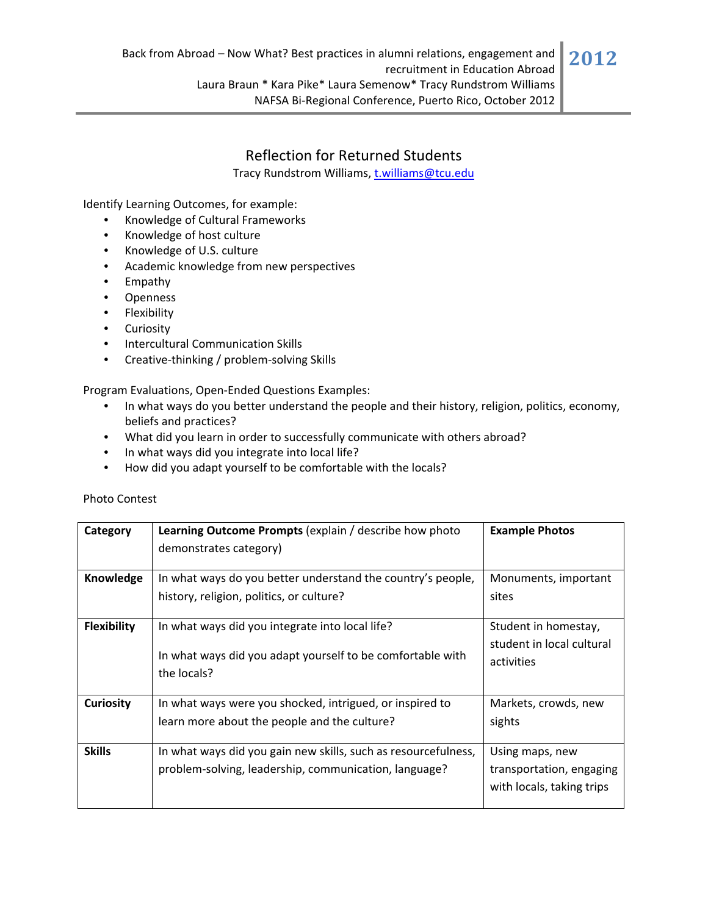# Reflection for Returned Students

Tracy Rundstrom Williams, t.williams@tcu.edu

Identify Learning Outcomes, for example:

- Knowledge of Cultural Frameworks
- Knowledge of host culture
- Knowledge of U.S. culture
- Academic knowledge from new perspectives
- Empathy
- Openness
- Flexibility
- Curiosity
- Intercultural Communication Skills
- Creative-thinking / problem-solving Skills

Program Evaluations, Open-Ended Questions Examples:

- In what ways do you better understand the people and their history, religion, politics, economy, beliefs and practices?
- What did you learn in order to successfully communicate with others abroad?
- In what ways did you integrate into local life?
- How did you adapt yourself to be comfortable with the locals?

Photo Contest

| **Category** | **Learning Outcome Prompts** (explain / describe how photo demonstrates category) | **Example Photos** |
|---|---|---|
| **Knowledge** | In what ways do you better understand the country's people, history, religion, politics, or culture? | Monuments, important sites |
| **Flexibility** | In what ways did you integrate into local life?<br><br>In what ways did you adapt yourself to be comfortable with the locals? | Student in homestay, student in local cultural activities |
| **Curiosity** | In what ways were you shocked, intrigued, or inspired to learn more about the people and the culture? | Markets, crowds, new sights |
| **Skills** | In what ways did you gain new skills, such as resourcefulness, problem-solving, leadership, communication, language? | Using maps, new transportation, engaging with locals, taking trips |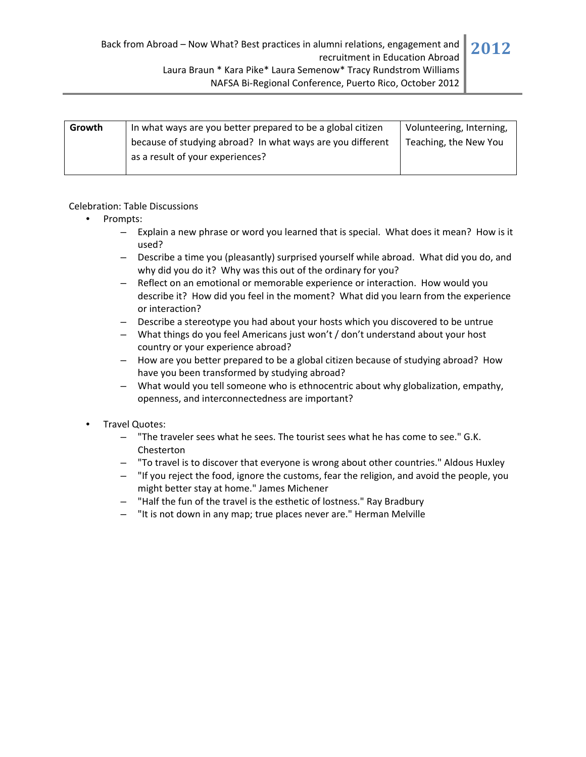| | | |
|---|---|---|
| **Growth** | In what ways are you better prepared to be a global citizen because of studying abroad? In what ways are you different as a result of your experiences? | Volunteering, Interning, Teaching, the New You |

Celebration: Table Discussions

- Prompts:
  - Explain a new phrase or word you learned that is special. What does it mean? How is it used?
  - Describe a time you (pleasantly) surprised yourself while abroad. What did you do, and why did you do it? Why was this out of the ordinary for you?
  - Reflect on an emotional or memorable experience or interaction. How would you describe it? How did you feel in the moment? What did you learn from the experience or interaction?
  - Describe a stereotype you had about your hosts which you discovered to be untrue
  - What things do you feel Americans just won't / don't understand about your host country or your experience abroad?
  - How are you better prepared to be a global citizen because of studying abroad? How have you been transformed by studying abroad?
  - What would you tell someone who is ethnocentric about why globalization, empathy, openness, and interconnectedness are important?

- Travel Quotes:
  - "The traveler sees what he sees. The tourist sees what he has come to see." G.K. Chesterton
  - "To travel is to discover that everyone is wrong about other countries." Aldous Huxley
  - "If you reject the food, ignore the customs, fear the religion, and avoid the people, you might better stay at home." James Michener
  - "Half the fun of the travel is the esthetic of lostness." Ray Bradbury
  - "It is not down in any map; true places never are." Herman Melville